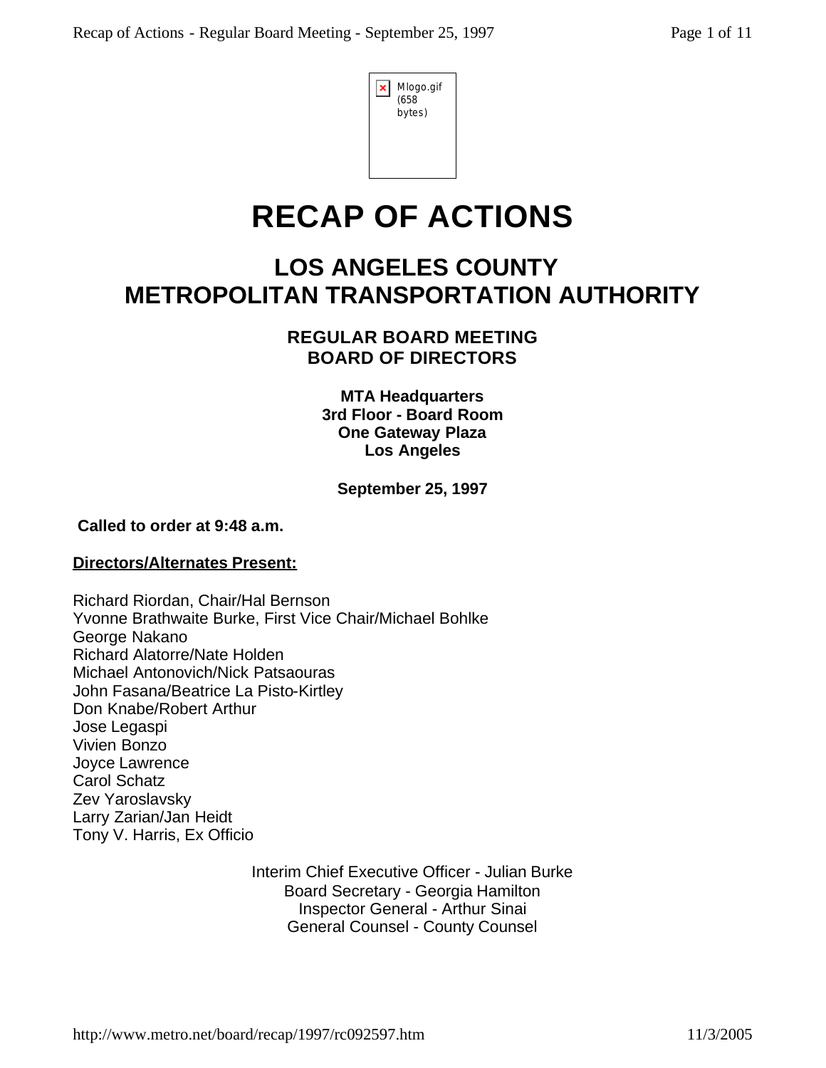# RECAP OF ACTIONS

## LOS ANGELES COUNTY METROPOLITAN TRANSPORTATION AUTHORITY

### REGULAR BOARD MEETING
### BOARD OF DIRECTORS

**MTA Headquarters**
**3rd Floor - Board Room**
**One Gateway Plaza**
**Los Angeles**

**September 25, 1997**

**Called to order at 9:48 a.m.**

**Directors/Alternates Present:**

Richard Riordan, Chair/Hal Bernson
Yvonne Brathwaite Burke, First Vice Chair/Michael Bohlke
George Nakano
Richard Alatorre/Nate Holden
Michael Antonovich/Nick Patsaouras
John Fasana/Beatrice La Pisto-Kirtley
Don Knabe/Robert Arthur
Jose Legaspi
Vivien Bonzo
Joyce Lawrence
Carol Schatz
Zev Yaroslavsky
Larry Zarian/Jan Heidt
Tony V. Harris, Ex Officio

Interim Chief Executive Officer - Julian Burke
Board Secretary - Georgia Hamilton
Inspector General - Arthur Sinai
General Counsel - County Counsel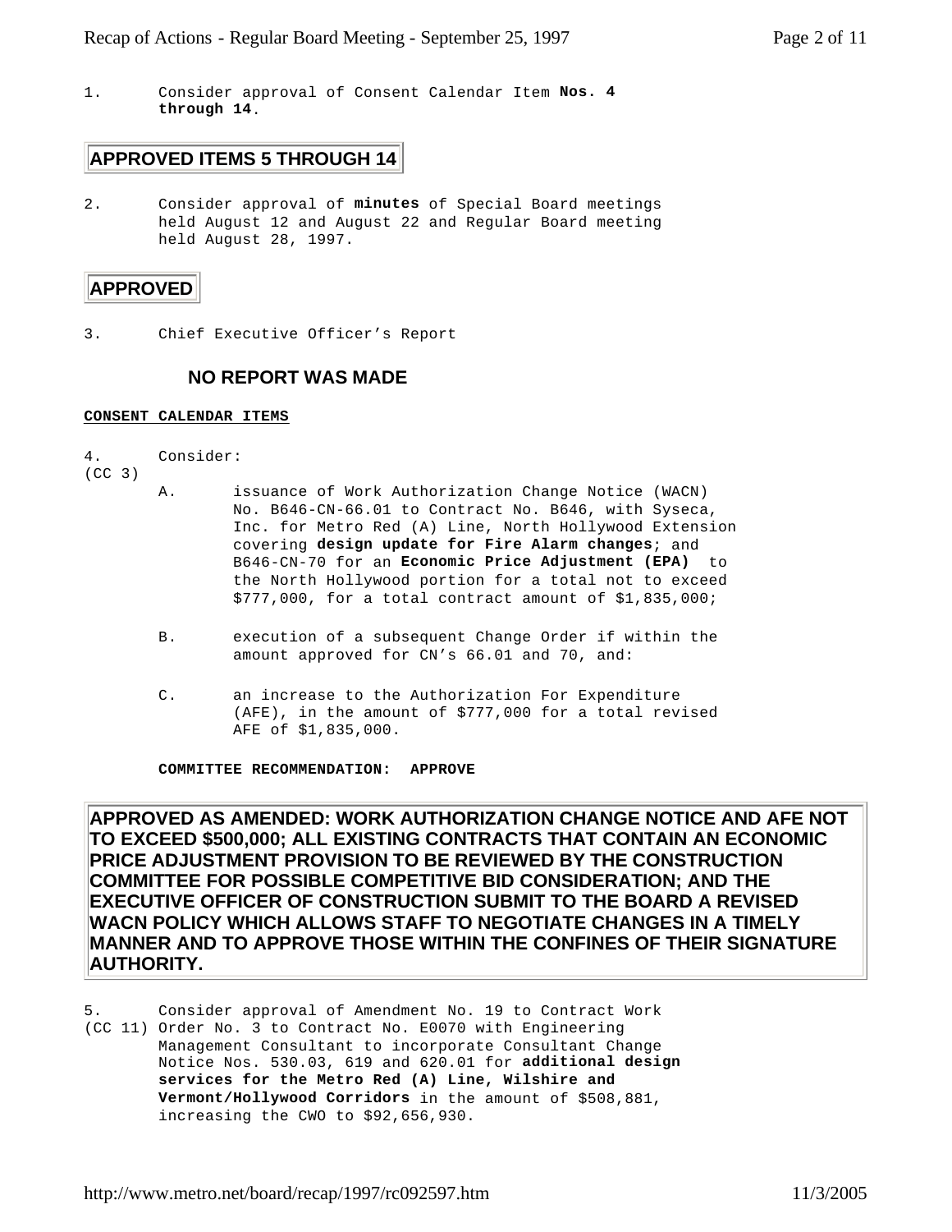1. Consider approval of Consent Calendar Item **Nos. 4 through 14**.

**APPROVED ITEMS 5 THROUGH 14**

2. Consider approval of **minutes** of Special Board meetings held August 12 and August 22 and Regular Board meeting held August 28, 1997.

**APPROVED**

3. Chief Executive Officer's Report

**NO REPORT WAS MADE**

**CONSENT CALENDAR ITEMS**

4. (CC 3) Consider:

   A. issuance of Work Authorization Change Notice (WACN) No. B646-CN-66.01 to Contract No. B646, with Syseca, Inc. for Metro Red (A) Line, North Hollywood Extension covering **design update for Fire Alarm changes**; and B646-CN-70 for an **Economic Price Adjustment (EPA)** to the North Hollywood portion for a total not to exceed $777,000, for a total contract amount of $1,835,000;

   B. execution of a subsequent Change Order if within the amount approved for CN's 66.01 and 70, and:

   C. an increase to the Authorization For Expenditure (AFE), in the amount of $777,000 for a total revised AFE of $1,835,000.

   **COMMITTEE RECOMMENDATION: APPROVE**

**APPROVED AS AMENDED: WORK AUTHORIZATION CHANGE NOTICE AND AFE NOT TO EXCEED $500,000; ALL EXISTING CONTRACTS THAT CONTAIN AN ECONOMIC PRICE ADJUSTMENT PROVISION TO BE REVIEWED BY THE CONSTRUCTION COMMITTEE FOR POSSIBLE COMPETITIVE BID CONSIDERATION; AND THE EXECUTIVE OFFICER OF CONSTRUCTION SUBMIT TO THE BOARD A REVISED WACN POLICY WHICH ALLOWS STAFF TO NEGOTIATE CHANGES IN A TIMELY MANNER AND TO APPROVE THOSE WITHIN THE CONFINES OF THEIR SIGNATURE AUTHORITY.**

5. (CC 11) Consider approval of Amendment No. 19 to Contract Work Order No. 3 to Contract No. E0070 with Engineering Management Consultant to incorporate Consultant Change Notice Nos. 530.03, 619 and 620.01 for **additional design services for the Metro Red (A) Line, Wilshire and Vermont/Hollywood Corridors** in the amount of $508,881, increasing the CWO to $92,656,930.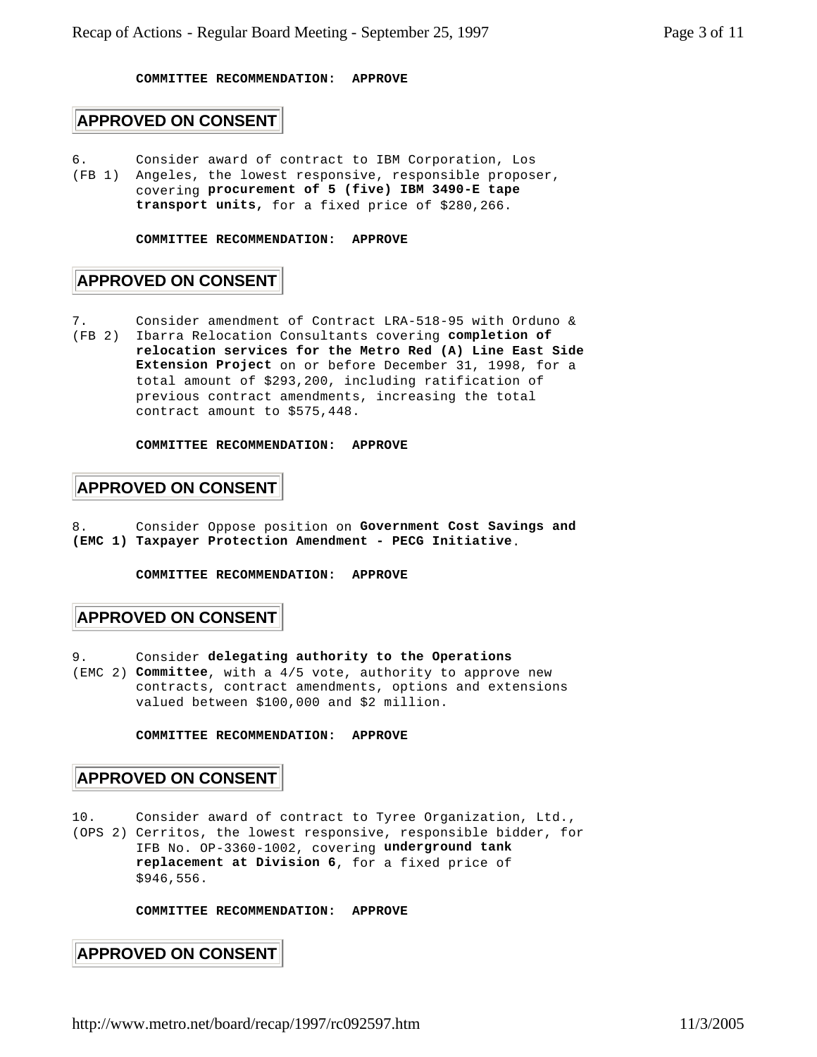**COMMITTEE RECOMMENDATION: APPROVE**

**APPROVED ON CONSENT**

6. (FB 1) Consider award of contract to IBM Corporation, Los Angeles, the lowest responsive, responsible proposer, covering **procurement of 5 (five) IBM 3490-E tape transport units,** for a fixed price of $280,266.

**COMMITTEE RECOMMENDATION: APPROVE**

**APPROVED ON CONSENT**

7. (FB 2) Consider amendment of Contract LRA-518-95 with Orduno & Ibarra Relocation Consultants covering **completion of relocation services for the Metro Red (A) Line East Side Extension Project** on or before December 31, 1998, for a total amount of $293,200, including ratification of previous contract amendments, increasing the total contract amount to $575,448.

**COMMITTEE RECOMMENDATION: APPROVE**

**APPROVED ON CONSENT**

8. **(EMC 1)** Consider Oppose position on **Government Cost Savings and Taxpayer Protection Amendment - PECG Initiative**.

**COMMITTEE RECOMMENDATION: APPROVE**

**APPROVED ON CONSENT**

9. (EMC 2) Consider **delegating authority to the Operations Committee**, with a 4/5 vote, authority to approve new contracts, contract amendments, options and extensions valued between $100,000 and $2 million.

**COMMITTEE RECOMMENDATION: APPROVE**

**APPROVED ON CONSENT**

10. (OPS 2) Consider award of contract to Tyree Organization, Ltd., Cerritos, the lowest responsive, responsible bidder, for IFB No. OP-3360-1002, covering **underground tank replacement at Division 6**, for a fixed price of $946,556.

**COMMITTEE RECOMMENDATION: APPROVE**

**APPROVED ON CONSENT**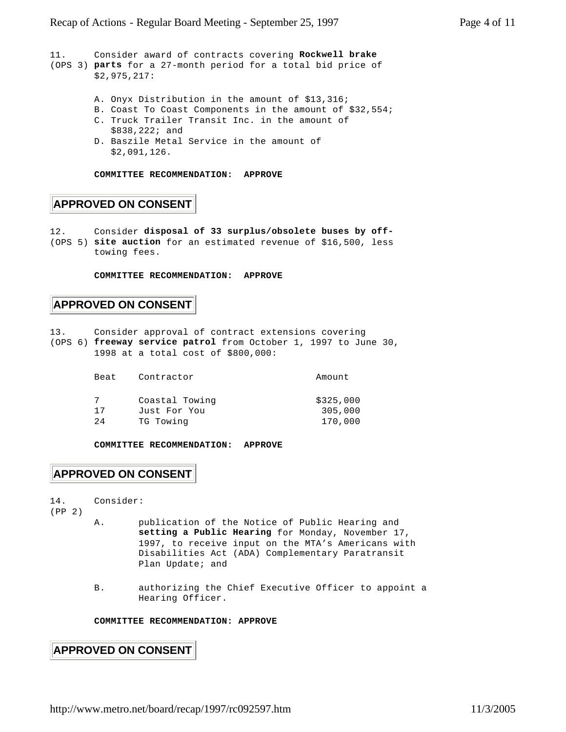11. (OPS 3) Consider award of contracts covering **Rockwell brake parts** for a 27-month period for a total bid price of $2,975,217:

A. Onyx Distribution in the amount of $13,316;
B. Coast To Coast Components in the amount of $32,554;
C. Truck Trailer Transit Inc. in the amount of $838,222; and
D. Baszile Metal Service in the amount of $2,091,126.

**COMMITTEE RECOMMENDATION: APPROVE**

**APPROVED ON CONSENT**

12. (OPS 5) Consider **disposal of 33 surplus/obsolete buses by off-site auction** for an estimated revenue of $16,500, less towing fees.

**COMMITTEE RECOMMENDATION: APPROVE**

**APPROVED ON CONSENT**

13. (OPS 6) Consider approval of contract extensions covering **freeway service patrol** from October 1, 1997 to June 30, 1998 at a total cost of $800,000:

| Beat | Contractor | Amount |
|---|---|---|
| 7 | Coastal Towing | $325,000 |
| 17 | Just For You | 305,000 |
| 24 | TG Towing | 170,000 |

**COMMITTEE RECOMMENDATION: APPROVE**

**APPROVED ON CONSENT**

14. (PP 2) Consider:

A. publication of the Notice of Public Hearing and **setting a Public Hearing** for Monday, November 17, 1997, to receive input on the MTA's Americans with Disabilities Act (ADA) Complementary Paratransit Plan Update; and

B. authorizing the Chief Executive Officer to appoint a Hearing Officer.

**COMMITTEE RECOMMENDATION: APPROVE**

**APPROVED ON CONSENT**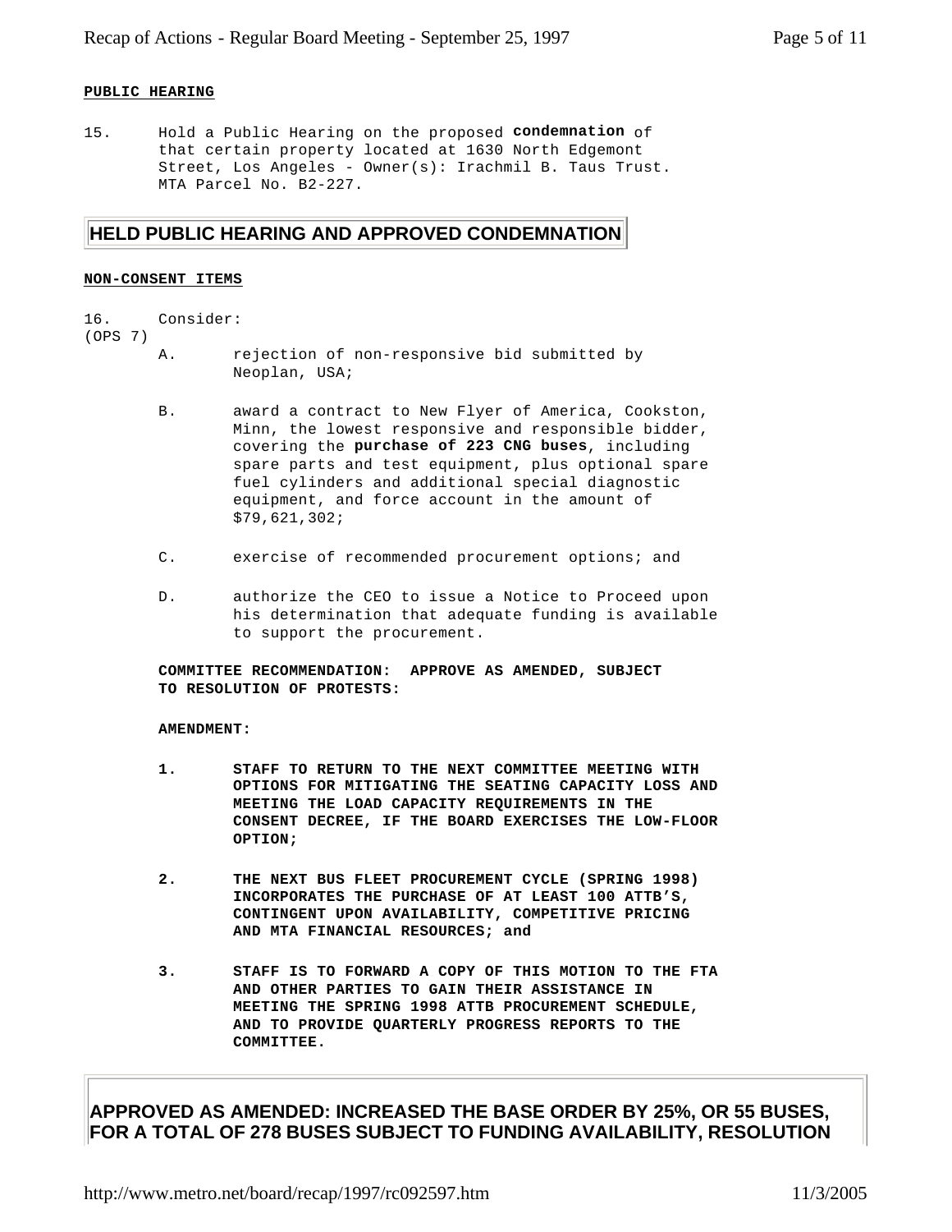**PUBLIC HEARING**

15. Hold a Public Hearing on the proposed **condemnation** of that certain property located at 1630 North Edgemont Street, Los Angeles - Owner(s): Irachmil B. Taus Trust. MTA Parcel No. B2-227.

**HELD PUBLIC HEARING AND APPROVED CONDEMNATION**

**NON-CONSENT ITEMS**

16. Consider:
(OPS 7)

A. rejection of non-responsive bid submitted by Neoplan, USA;

B. award a contract to New Flyer of America, Cookston, Minn, the lowest responsive and responsible bidder, covering the **purchase of 223 CNG buses**, including spare parts and test equipment, plus optional spare fuel cylinders and additional special diagnostic equipment, and force account in the amount of $79,621,302;

C. exercise of recommended procurement options; and

D. authorize the CEO to issue a Notice to Proceed upon his determination that adequate funding is available to support the procurement.

**COMMITTEE RECOMMENDATION: APPROVE AS AMENDED, SUBJECT TO RESOLUTION OF PROTESTS:**

**AMENDMENT:**

**1. STAFF TO RETURN TO THE NEXT COMMITTEE MEETING WITH OPTIONS FOR MITIGATING THE SEATING CAPACITY LOSS AND MEETING THE LOAD CAPACITY REQUIREMENTS IN THE CONSENT DECREE, IF THE BOARD EXERCISES THE LOW-FLOOR OPTION;**

**2. THE NEXT BUS FLEET PROCUREMENT CYCLE (SPRING 1998) INCORPORATES THE PURCHASE OF AT LEAST 100 ATTB'S, CONTINGENT UPON AVAILABILITY, COMPETITIVE PRICING AND MTA FINANCIAL RESOURCES; and**

**3. STAFF IS TO FORWARD A COPY OF THIS MOTION TO THE FTA AND OTHER PARTIES TO GAIN THEIR ASSISTANCE IN MEETING THE SPRING 1998 ATTB PROCUREMENT SCHEDULE, AND TO PROVIDE QUARTERLY PROGRESS REPORTS TO THE COMMITTEE.**

**APPROVED AS AMENDED: INCREASED THE BASE ORDER BY 25%, OR 55 BUSES, FOR A TOTAL OF 278 BUSES SUBJECT TO FUNDING AVAILABILITY, RESOLUTION**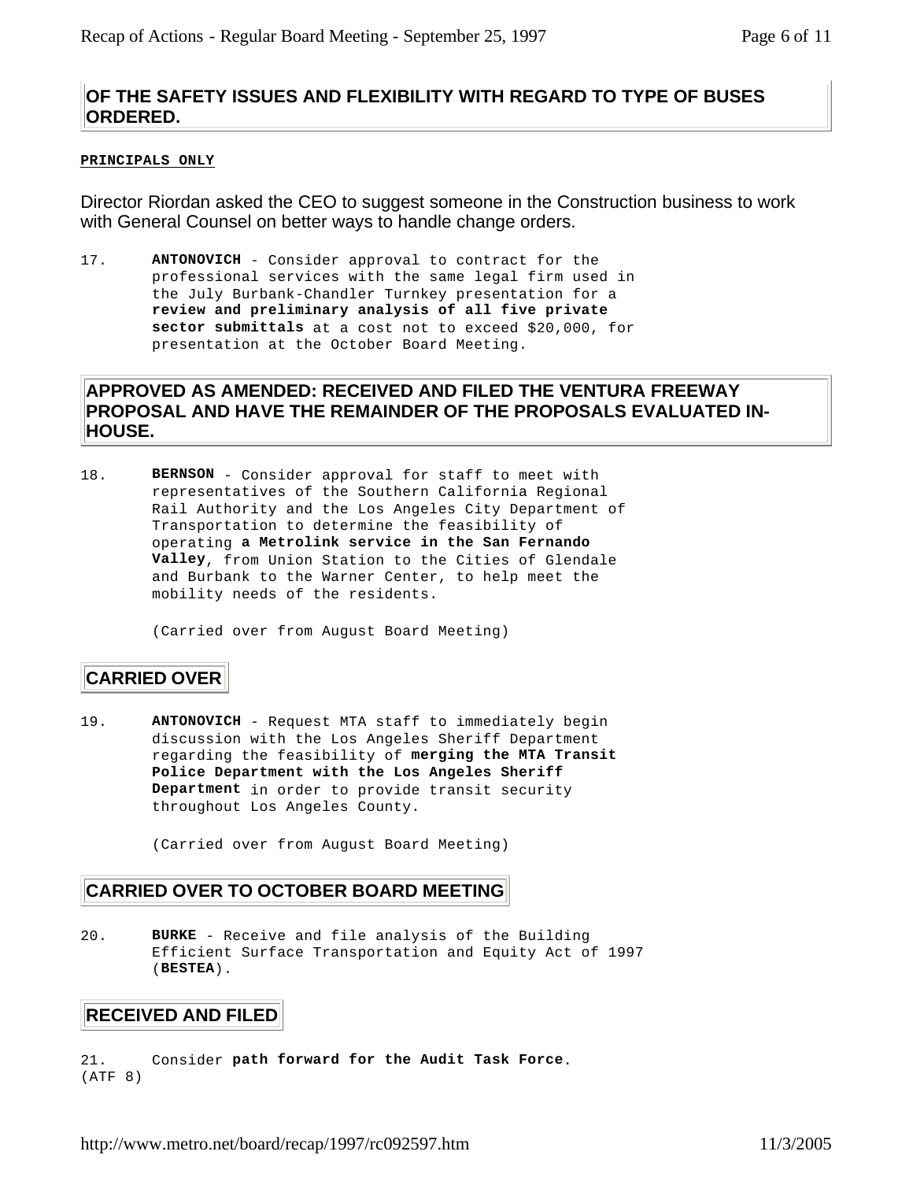**OF THE SAFETY ISSUES AND FLEXIBILITY WITH REGARD TO TYPE OF BUSES ORDERED.**

**PRINCIPALS ONLY**

Director Riordan asked the CEO to suggest someone in the Construction business to work with General Counsel on better ways to handle change orders.

17. **ANTONOVICH** - Consider approval to contract for the professional services with the same legal firm used in the July Burbank-Chandler Turnkey presentation for a **review and preliminary analysis of all five private sector submittals** at a cost not to exceed $20,000, for presentation at the October Board Meeting.

**APPROVED AS AMENDED: RECEIVED AND FILED THE VENTURA FREEWAY PROPOSAL AND HAVE THE REMAINDER OF THE PROPOSALS EVALUATED IN-HOUSE.**

18. **BERNSON** - Consider approval for staff to meet with representatives of the Southern California Regional Rail Authority and the Los Angeles City Department of Transportation to determine the feasibility of operating **a Metrolink service in the San Fernando Valley**, from Union Station to the Cities of Glendale and Burbank to the Warner Center, to help meet the mobility needs of the residents.

    (Carried over from August Board Meeting)

**CARRIED OVER**

19. **ANTONOVICH** - Request MTA staff to immediately begin discussion with the Los Angeles Sheriff Department regarding the feasibility of **merging the MTA Transit Police Department with the Los Angeles Sheriff Department** in order to provide transit security throughout Los Angeles County.

    (Carried over from August Board Meeting)

**CARRIED OVER TO OCTOBER BOARD MEETING**

20. **BURKE** - Receive and file analysis of the Building Efficient Surface Transportation and Equity Act of 1997 (**BESTEA**).

**RECEIVED AND FILED**

21. Consider **path forward for the Audit Task Force**.
(ATF 8)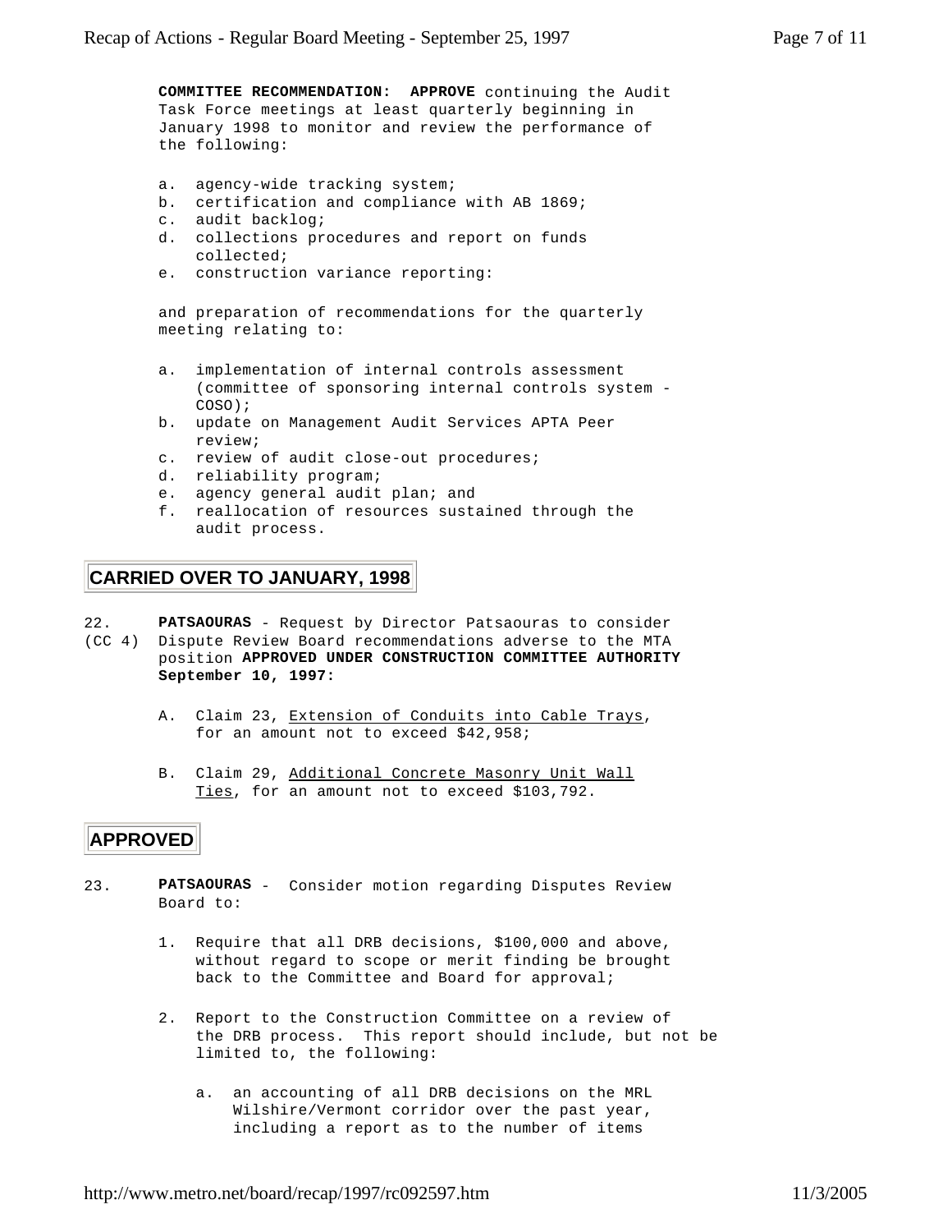**COMMITTEE RECOMMENDATION: APPROVE** continuing the Audit Task Force meetings at least quarterly beginning in January 1998 to monitor and review the performance of the following:

a. agency-wide tracking system;
b. certification and compliance with AB 1869;
c. audit backlog;
d. collections procedures and report on funds collected;
e. construction variance reporting:

and preparation of recommendations for the quarterly meeting relating to:

a. implementation of internal controls assessment (committee of sponsoring internal controls system - COSO);
b. update on Management Audit Services APTA Peer review;
c. review of audit close-out procedures;
d. reliability program;
e. agency general audit plan; and
f. reallocation of resources sustained through the audit process.

**CARRIED OVER TO JANUARY, 1998**

22. (CC 4) **PATSAOURAS** - Request by Director Patsaouras to consider Dispute Review Board recommendations adverse to the MTA position **APPROVED UNDER CONSTRUCTION COMMITTEE AUTHORITY September 10, 1997:**

A. Claim 23, Extension of Conduits into Cable Trays, for an amount not to exceed $42,958;

B. Claim 29, Additional Concrete Masonry Unit Wall Ties, for an amount not to exceed $103,792.

**APPROVED**

23. **PATSAOURAS** - Consider motion regarding Disputes Review Board to:

1. Require that all DRB decisions, $100,000 and above, without regard to scope or merit finding be brought back to the Committee and Board for approval;

2. Report to the Construction Committee on a review of the DRB process. This report should include, but not be limited to, the following:

   a. an accounting of all DRB decisions on the MRL Wilshire/Vermont corridor over the past year, including a report as to the number of items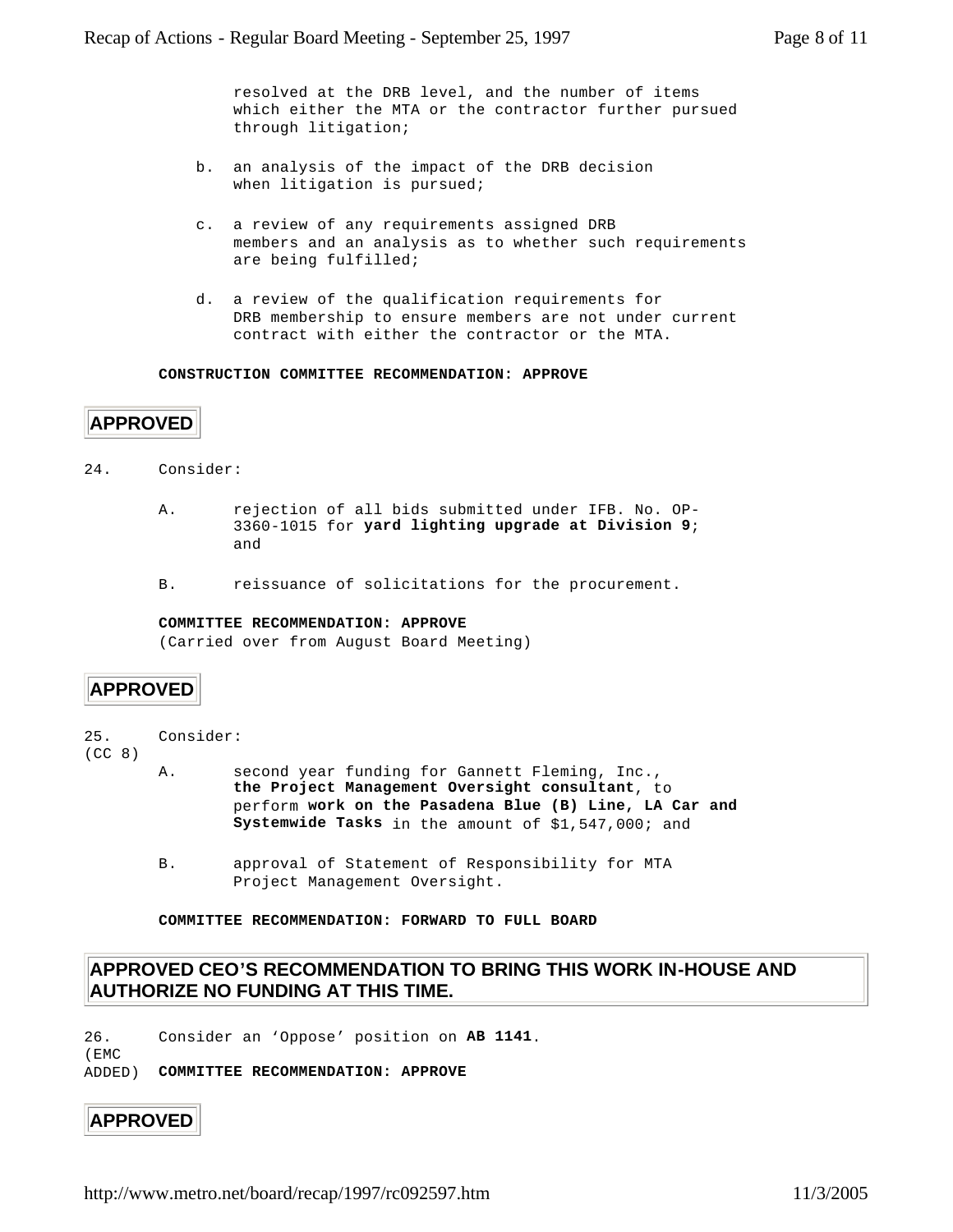resolved at the DRB level, and the number of items which either the MTA or the contractor further pursued through litigation;

b. an analysis of the impact of the DRB decision when litigation is pursued;

c. a review of any requirements assigned DRB members and an analysis as to whether such requirements are being fulfilled;

d. a review of the qualification requirements for DRB membership to ensure members are not under current contract with either the contractor or the MTA.

**CONSTRUCTION COMMITTEE RECOMMENDATION: APPROVE**

**APPROVED**

24. Consider:

A. rejection of all bids submitted under IFB. No. OP-3360-1015 for **yard lighting upgrade at Division 9**; and

B. reissuance of solicitations for the procurement.

**COMMITTEE RECOMMENDATION: APPROVE**
(Carried over from August Board Meeting)

**APPROVED**

25. (CC 8) Consider:

A. second year funding for Gannett Fleming, Inc., **the Project Management Oversight consultant**, to perform **work on the Pasadena Blue (B) Line, LA Car and Systemwide Tasks** in the amount of $1,547,000; and

B. approval of Statement of Responsibility for MTA Project Management Oversight.

**COMMITTEE RECOMMENDATION: FORWARD TO FULL BOARD**

**APPROVED CEO'S RECOMMENDATION TO BRING THIS WORK IN-HOUSE AND AUTHORIZE NO FUNDING AT THIS TIME.**

26. (EMC ADDED) Consider an 'Oppose' position on **AB 1141**.

**COMMITTEE RECOMMENDATION: APPROVE**

**APPROVED**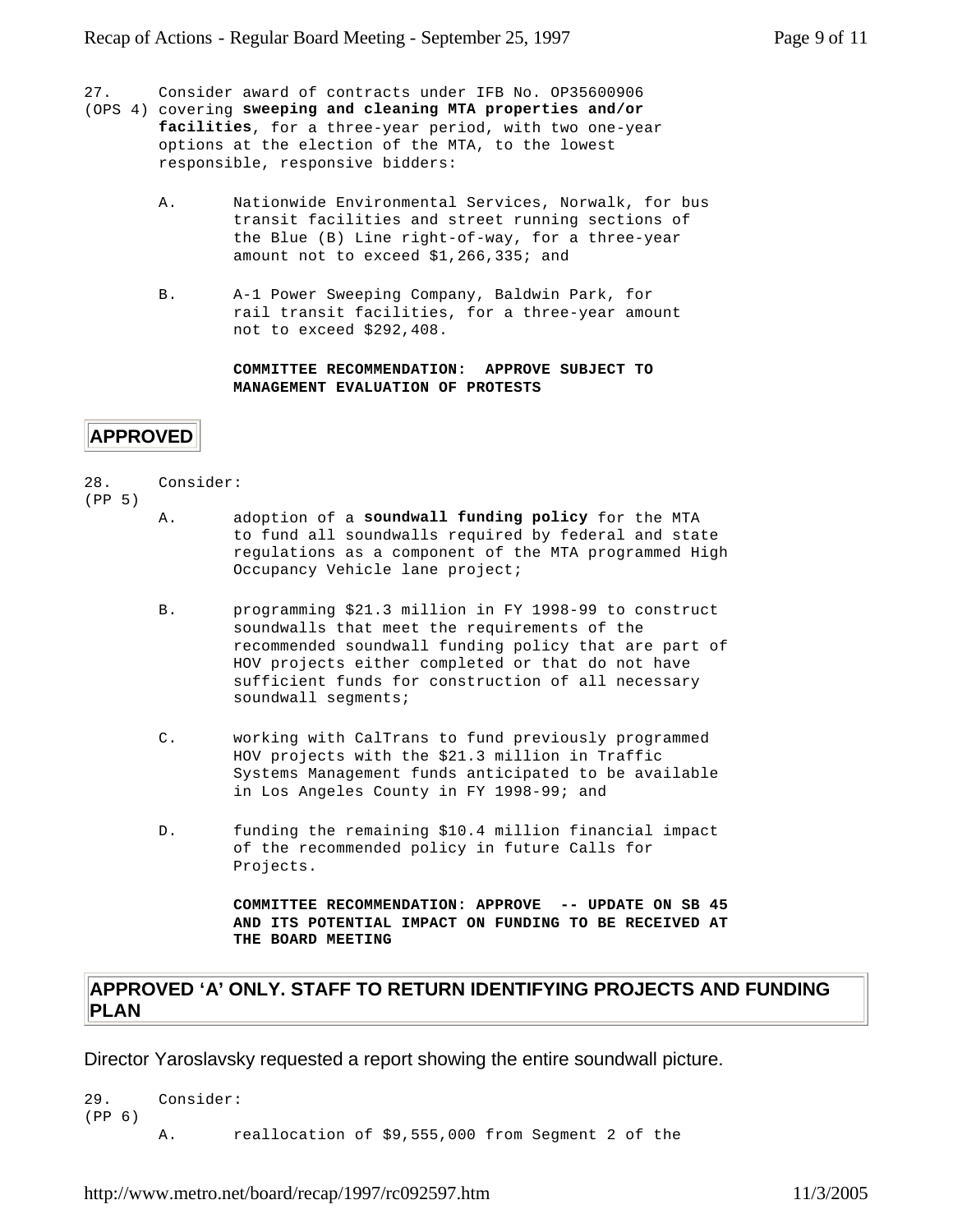27. (OPS 4) Consider award of contracts under IFB No. OP35600906 covering **sweeping and cleaning MTA properties and/or facilities**, for a three-year period, with two one-year options at the election of the MTA, to the lowest responsible, responsive bidders:

A. Nationwide Environmental Services, Norwalk, for bus transit facilities and street running sections of the Blue (B) Line right-of-way, for a three-year amount not to exceed $1,266,335; and

B. A-1 Power Sweeping Company, Baldwin Park, for rail transit facilities, for a three-year amount not to exceed $292,408.

**COMMITTEE RECOMMENDATION: APPROVE SUBJECT TO MANAGEMENT EVALUATION OF PROTESTS**

**APPROVED**

28. (PP 5) Consider:

A. adoption of a **soundwall funding policy** for the MTA to fund all soundwalls required by federal and state regulations as a component of the MTA programmed High Occupancy Vehicle lane project;

B. programming $21.3 million in FY 1998-99 to construct soundwalls that meet the requirements of the recommended soundwall funding policy that are part of HOV projects either completed or that do not have sufficient funds for construction of all necessary soundwall segments;

C. working with CalTrans to fund previously programmed HOV projects with the $21.3 million in Traffic Systems Management funds anticipated to be available in Los Angeles County in FY 1998-99; and

D. funding the remaining $10.4 million financial impact of the recommended policy in future Calls for Projects.

**COMMITTEE RECOMMENDATION: APPROVE -- UPDATE ON SB 45 AND ITS POTENTIAL IMPACT ON FUNDING TO BE RECEIVED AT THE BOARD MEETING**

**APPROVED 'A' ONLY. STAFF TO RETURN IDENTIFYING PROJECTS AND FUNDING PLAN**

Director Yaroslavsky requested a report showing the entire soundwall picture.

29. (PP 6) Consider:

A. reallocation of $9,555,000 from Segment 2 of the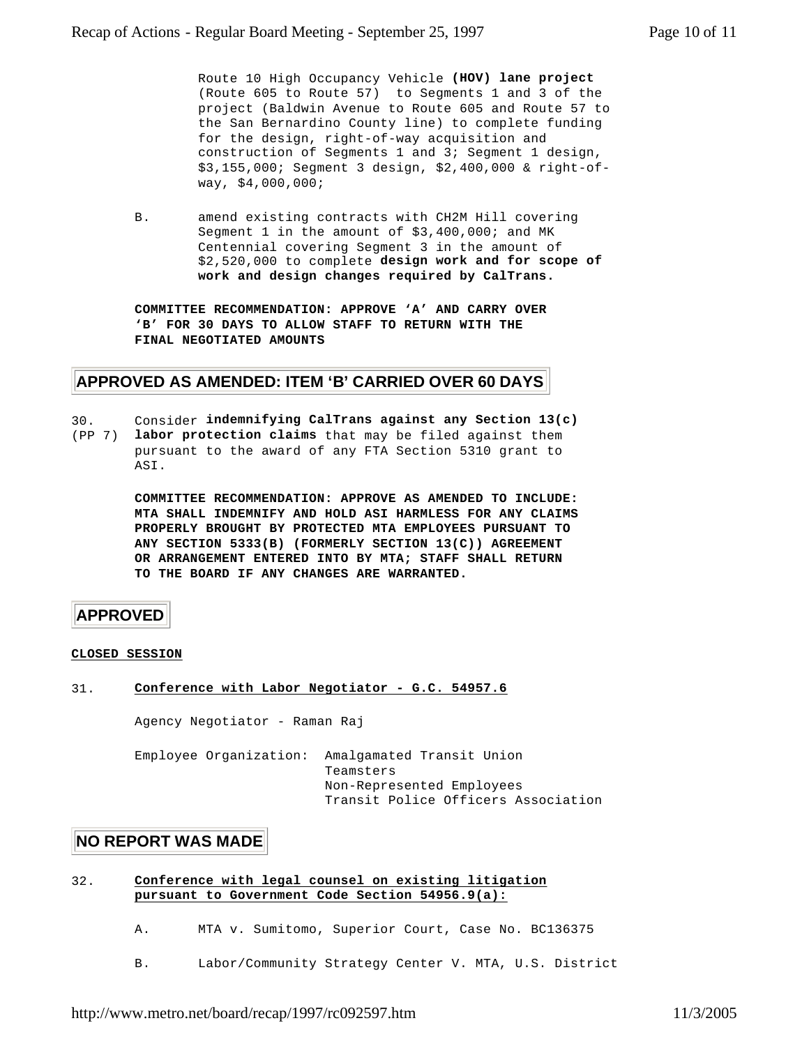Route 10 High Occupancy Vehicle **(HOV) lane project** (Route 605 to Route 57) to Segments 1 and 3 of the project (Baldwin Avenue to Route 605 and Route 57 to the San Bernardino County line) to complete funding for the design, right-of-way acquisition and construction of Segments 1 and 3; Segment 1 design, $3,155,000; Segment 3 design, $2,400,000 & right-of-way, $4,000,000;

B. amend existing contracts with CH2M Hill covering Segment 1 in the amount of $3,400,000; and MK Centennial covering Segment 3 in the amount of $2,520,000 to complete **design work and for scope of work and design changes required by CalTrans.**

**COMMITTEE RECOMMENDATION: APPROVE ‘A’ AND CARRY OVER ‘B’ FOR 30 DAYS TO ALLOW STAFF TO RETURN WITH THE FINAL NEGOTIATED AMOUNTS**

**APPROVED AS AMENDED: ITEM ‘B’ CARRIED OVER 60 DAYS**

30. (PP 7) Consider **indemnifying CalTrans against any Section 13(c) labor protection claims** that may be filed against them pursuant to the award of any FTA Section 5310 grant to ASI.

**COMMITTEE RECOMMENDATION: APPROVE AS AMENDED TO INCLUDE: MTA SHALL INDEMNIFY AND HOLD ASI HARMLESS FOR ANY CLAIMS PROPERLY BROUGHT BY PROTECTED MTA EMPLOYEES PURSUANT TO ANY SECTION 5333(B) (FORMERLY SECTION 13(C)) AGREEMENT OR ARRANGEMENT ENTERED INTO BY MTA; STAFF SHALL RETURN TO THE BOARD IF ANY CHANGES ARE WARRANTED.**

**APPROVED**

**CLOSED SESSION**

31. **Conference with Labor Negotiator - G.C. 54957.6**

Agency Negotiator - Raman Raj

Employee Organization: Amalgamated Transit Union
Teamsters
Non-Represented Employees
Transit Police Officers Association

**NO REPORT WAS MADE**

32. **Conference with legal counsel on existing litigation pursuant to Government Code Section 54956.9(a):**

A. MTA v. Sumitomo, Superior Court, Case No. BC136375

B. Labor/Community Strategy Center V. MTA, U.S. District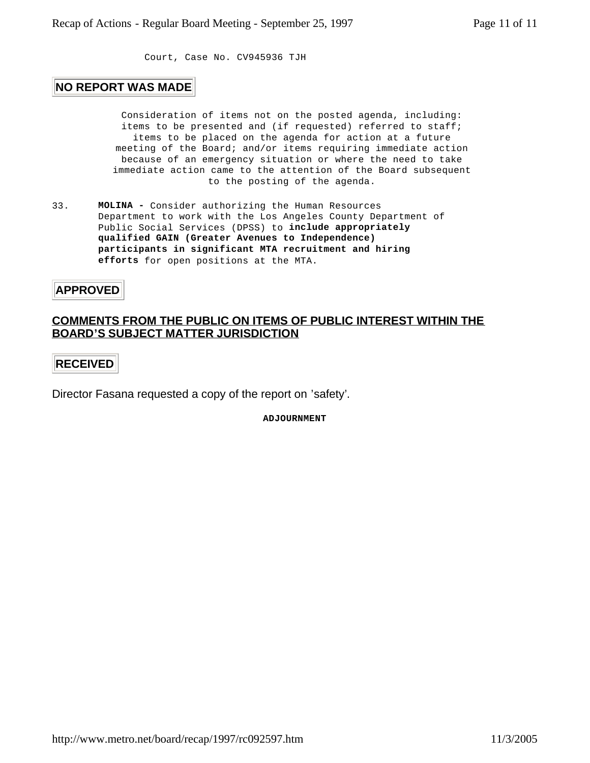Court, Case No. CV945936 TJH

**NO REPORT WAS MADE**

Consideration of items not on the posted agenda, including: items to be presented and (if requested) referred to staff; items to be placed on the agenda for action at a future meeting of the Board; and/or items requiring immediate action because of an emergency situation or where the need to take immediate action came to the attention of the Board subsequent to the posting of the agenda.

33. **MOLINA -** Consider authorizing the Human Resources Department to work with the Los Angeles County Department of Public Social Services (DPSS) to **include appropriately qualified GAIN (Greater Avenues to Independence) participants in significant MTA recruitment and hiring efforts** for open positions at the MTA.

**APPROVED**

**COMMENTS FROM THE PUBLIC ON ITEMS OF PUBLIC INTEREST WITHIN THE BOARD'S SUBJECT MATTER JURISDICTION**

**RECEIVED**

Director Fasana requested a copy of the report on 'safety'.

**ADJOURNMENT**